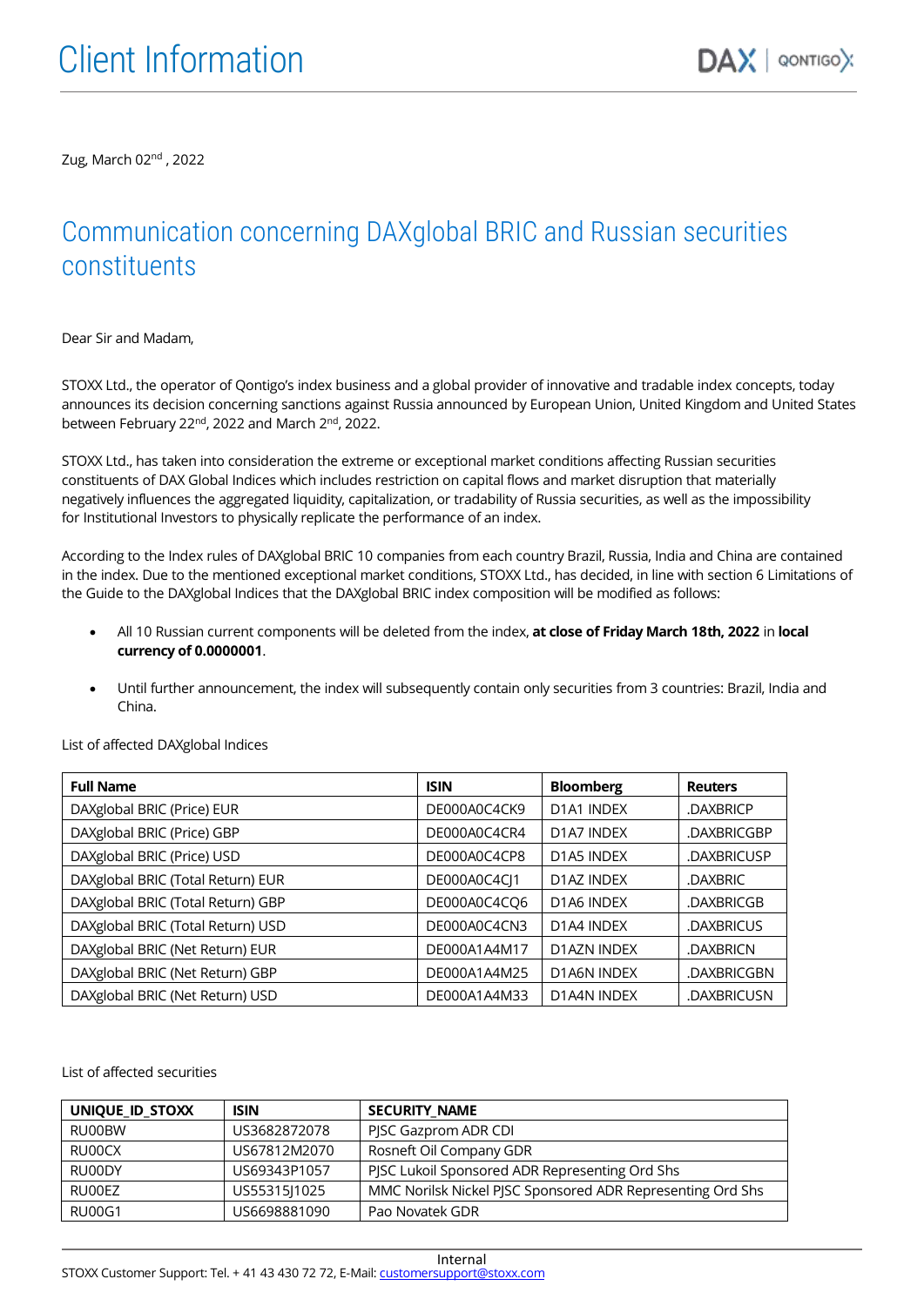# Client Information

Zug, March 02nd , 2022

## Communication concerning DAXglobal BRIC and Russian securities constituents

Dear Sir and Madam,

STOXX Ltd., the operator of Qontigo's index business and a global provider of innovative and tradable index concepts, today announces its decision concerning sanctions against Russia announced by European Union, United Kingdom and United States between February 22nd, 2022 and March 2nd, 2022.

STOXX Ltd., has taken into consideration the extreme or exceptional market conditions affecting Russian securities constituents of DAX Global Indices which includes restriction on capital flows and market disruption that materially negatively influences the aggregated liquidity, capitalization, or tradability of Russia securities, as well as the impossibility for Institutional Investors to physically replicate the performance of an index.

According to the Index rules of DAXglobal BRIC 10 companies from each country Brazil, Russia, India and China are contained in the index. Due to the mentioned exceptional market conditions, STOXX Ltd., has decided, in line with section 6 Limitations of the Guide to the DAXglobal Indices that the DAXglobal BRIC index composition will be modified as follows:

- All 10 Russian current components will be deleted from the index, **at close of Friday March 18th, 2022** in **local currency of 0.0000001**.
- Until further announcement, the index will subsequently contain only securities from 3 countries: Brazil, India and China.

List of affected DAXglobal Indices

| Full Name | ISIN | Bloomberg | Reuters |
|---|---|---|---|
| DAXglobal BRIC (Price) EUR | DE000A0C4CK9 | D1A1 INDEX | .DAXBRICP |
| DAXglobal BRIC (Price) GBP | DE000A0C4CR4 | D1A7 INDEX | .DAXBRICGBP |
| DAXglobal BRIC (Price) USD | DE000A0C4CP8 | D1A5 INDEX | .DAXBRICUSP |
| DAXglobal BRIC (Total Return) EUR | DE000A0C4CJ1 | D1AZ INDEX | .DAXBRIC |
| DAXglobal BRIC (Total Return) GBP | DE000A0C4CQ6 | D1A6 INDEX | .DAXBRICGB |
| DAXglobal BRIC (Total Return) USD | DE000A0C4CN3 | D1A4 INDEX | .DAXBRICUS |
| DAXglobal BRIC (Net Return) EUR | DE000A1A4M17 | D1AZN INDEX | .DAXBRICN |
| DAXglobal BRIC (Net Return) GBP | DE000A1A4M25 | D1A6N INDEX | .DAXBRICGBN |
| DAXglobal BRIC (Net Return) USD | DE000A1A4M33 | D1A4N INDEX | .DAXBRICUSN |

List of affected securities

| UNIQUE_ID_STOXX | ISIN | SECURITY_NAME |
|---|---|---|
| RU00BW | US3682872078 | PJSC Gazprom ADR CDI |
| RU00CX | US67812M2070 | Rosneft Oil Company GDR |
| RU00DY | US69343P1057 | PJSC Lukoil Sponsored ADR Representing Ord Shs |
| RU00EZ | US55315J1025 | MMC Norilsk Nickel PJSC Sponsored ADR Representing Ord Shs |
| RU00G1 | US6698881090 | Pao Novatek GDR |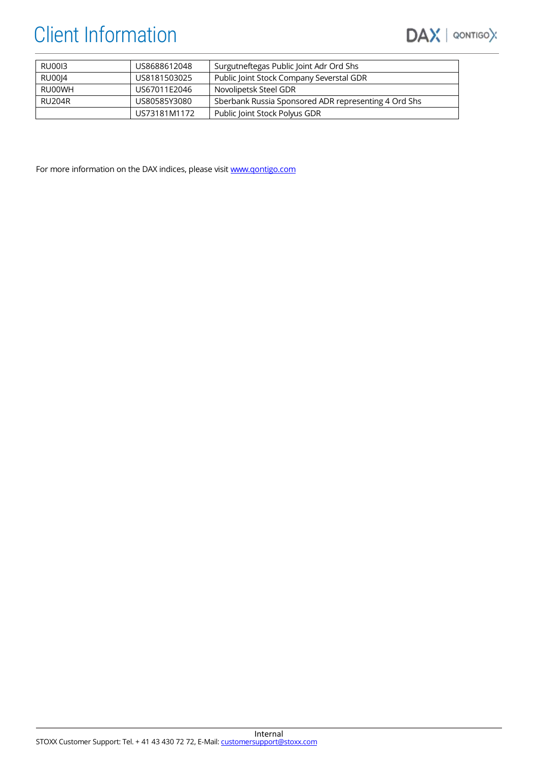| | | |
|---|---|---|
| RU00I3 | US8688612048 | Surgutneftegas Public Joint Adr Ord Shs |
| RU00J4 | US8181503025 | Public Joint Stock Company Severstal GDR |
| RU00WH | US67011E2046 | Novolipetsk Steel GDR |
| RU204R | US80585Y3080 | Sberbank Russia Sponsored ADR representing 4 Ord Shs |
| | US73181M1172 | Public Joint Stock Polyus GDR |

For more information on the DAX indices, please visit www.qontigo.com